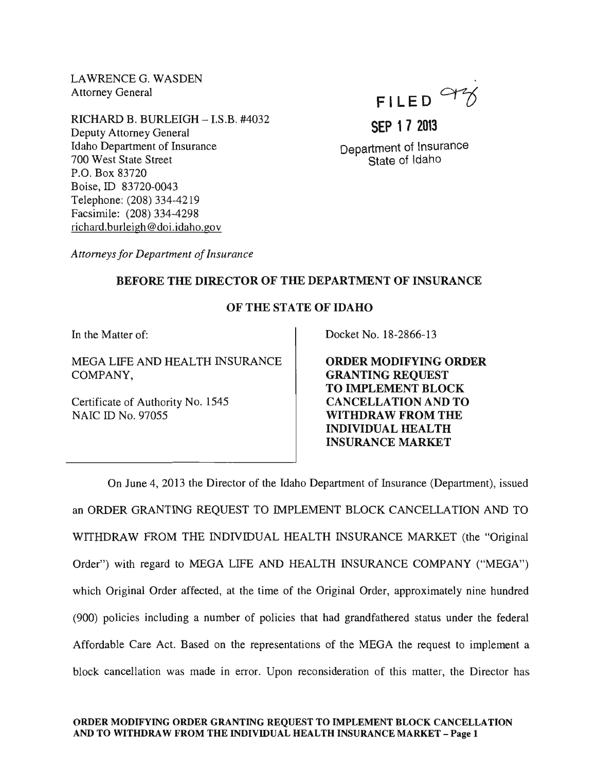LAWRENCE G. WASDEN
Attorney General

RICHARD B. BURLEIGH – I.S.B. #4032
Deputy Attorney General
Idaho Department of Insurance
700 West State Street
P.O. Box 83720
Boise, ID 83720-0043
Telephone: (208) 334-4219
Facsimile: (208) 334-4298
richard.burleigh@doi.idaho.gov

*Attorneys for Department of Insurance*

FILED

SEP 17 2013

Department of Insurance
State of Idaho

**BEFORE THE DIRECTOR OF THE DEPARTMENT OF INSURANCE**

**OF THE STATE OF IDAHO**

In the Matter of:

MEGA LIFE AND HEALTH INSURANCE COMPANY,

Certificate of Authority No. 1545
NAIC ID No. 97055

Docket No. 18-2866-13

**ORDER MODIFYING ORDER GRANTING REQUEST TO IMPLEMENT BLOCK CANCELLATION AND TO WITHDRAW FROM THE INDIVIDUAL HEALTH INSURANCE MARKET**

On June 4, 2013 the Director of the Idaho Department of Insurance (Department), issued an ORDER GRANTING REQUEST TO IMPLEMENT BLOCK CANCELLATION AND TO WITHDRAW FROM THE INDIVIDUAL HEALTH INSURANCE MARKET (the "Original Order") with regard to MEGA LIFE AND HEALTH INSURANCE COMPANY ("MEGA") which Original Order affected, at the time of the Original Order, approximately nine hundred (900) policies including a number of policies that had grandfathered status under the federal Affordable Care Act. Based on the representations of the MEGA the request to implement a block cancellation was made in error. Upon reconsideration of this matter, the Director has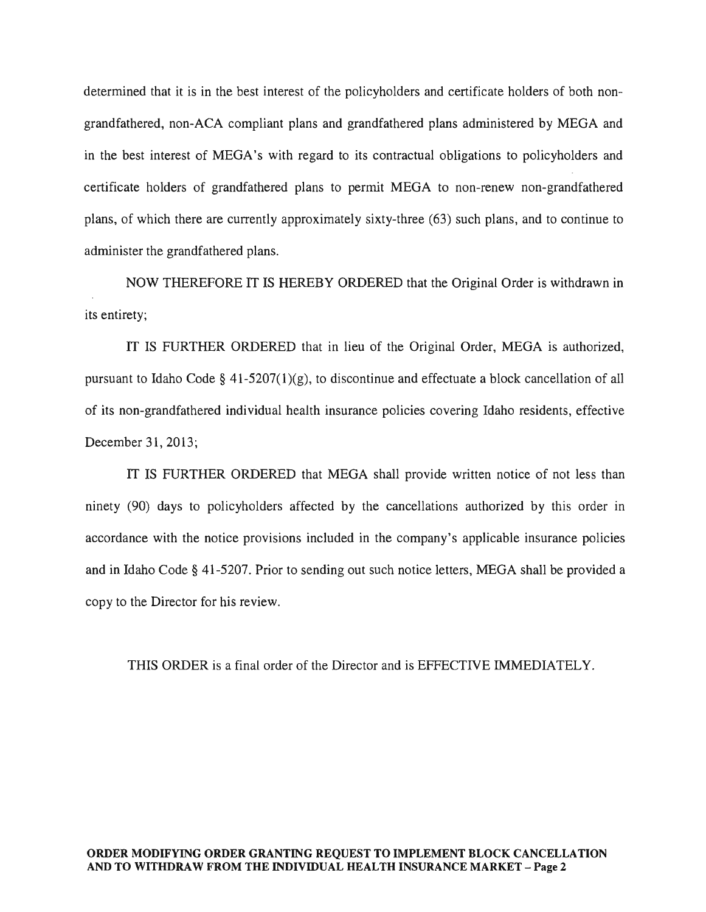determined that it is in the best interest of the policyholders and certificate holders of both non-grandfathered, non-ACA compliant plans and grandfathered plans administered by MEGA and in the best interest of MEGA's with regard to its contractual obligations to policyholders and certificate holders of grandfathered plans to permit MEGA to non-renew non-grandfathered plans, of which there are currently approximately sixty-three (63) such plans, and to continue to administer the grandfathered plans.

NOW THEREFORE IT IS HEREBY ORDERED that the Original Order is withdrawn in its entirety;

IT IS FURTHER ORDERED that in lieu of the Original Order, MEGA is authorized, pursuant to Idaho Code § 41-5207(1)(g), to discontinue and effectuate a block cancellation of all of its non-grandfathered individual health insurance policies covering Idaho residents, effective December 31, 2013;

IT IS FURTHER ORDERED that MEGA shall provide written notice of not less than ninety (90) days to policyholders affected by the cancellations authorized by this order in accordance with the notice provisions included in the company's applicable insurance policies and in Idaho Code § 41-5207. Prior to sending out such notice letters, MEGA shall be provided a copy to the Director for his review.

THIS ORDER is a final order of the Director and is EFFECTIVE IMMEDIATELY.

**ORDER MODIFYING ORDER GRANTING REQUEST TO IMPLEMENT BLOCK CANCELLATION AND TO WITHDRAW FROM THE INDIVIDUAL HEALTH INSURANCE MARKET**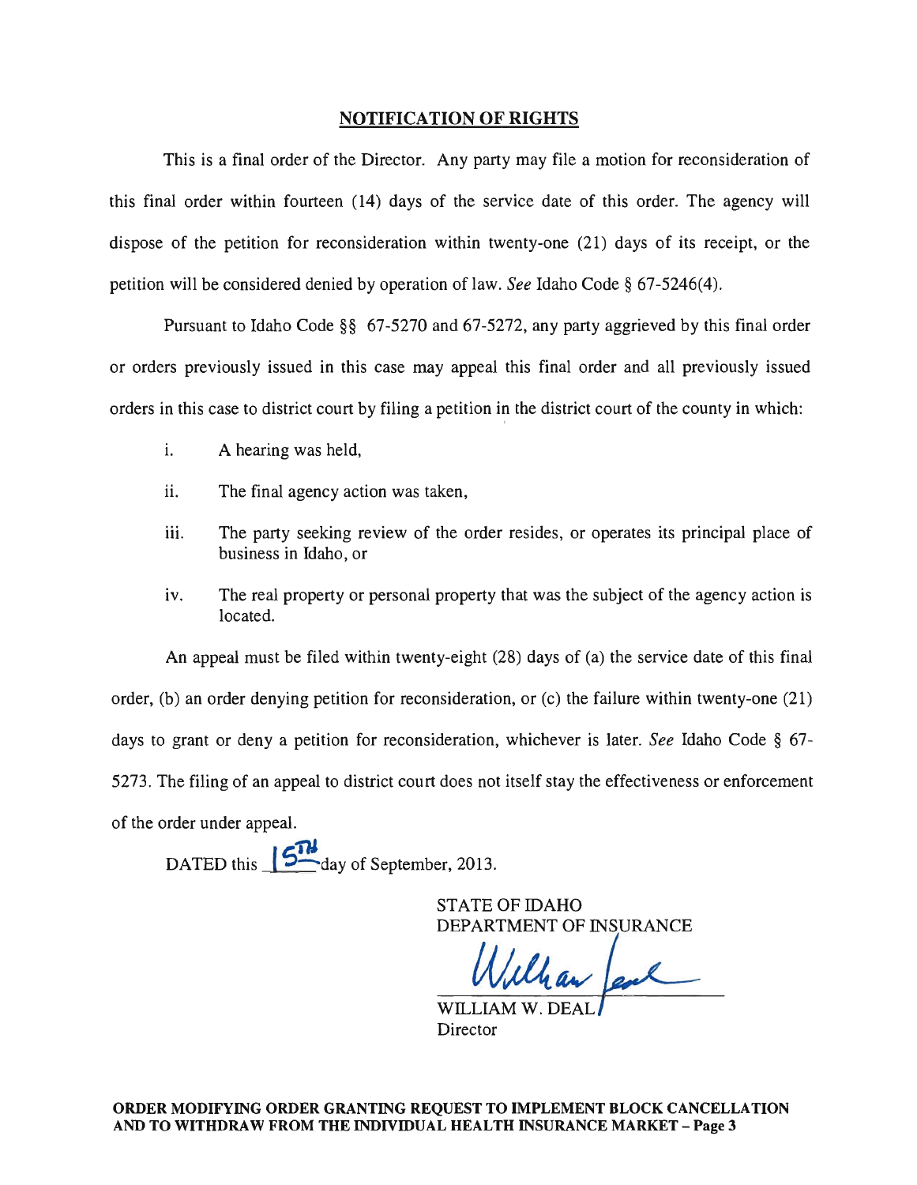## NOTIFICATION OF RIGHTS

This is a final order of the Director. Any party may file a motion for reconsideration of this final order within fourteen (14) days of the service date of this order. The agency will dispose of the petition for reconsideration within twenty-one (21) days of its receipt, or the petition will be considered denied by operation of law. *See* Idaho Code § 67-5246(4).

Pursuant to Idaho Code §§ 67-5270 and 67-5272, any party aggrieved by this final order or orders previously issued in this case may appeal this final order and all previously issued orders in this case to district court by filing a petition in the district court of the county in which:

i. A hearing was held,

ii. The final agency action was taken,

iii. The party seeking review of the order resides, or operates its principal place of business in Idaho, or

iv. The real property or personal property that was the subject of the agency action is located.

An appeal must be filed within twenty-eight (28) days of (a) the service date of this final order, (b) an order denying petition for reconsideration, or (c) the failure within twenty-one (21) days to grant or deny a petition for reconsideration, whichever is later. *See* Idaho Code § 67-5273. The filing of an appeal to district court does not itself stay the effectiveness or enforcement of the order under appeal.

DATED this 15TH day of September, 2013.

STATE OF IDAHO
DEPARTMENT OF INSURANCE

William Deal

WILLIAM W. DEAL
Director

**ORDER MODIFYING ORDER GRANTING REQUEST TO IMPLEMENT BLOCK CANCELLATION AND TO WITHDRAW FROM THE INDIVIDUAL HEALTH INSURANCE MARKET**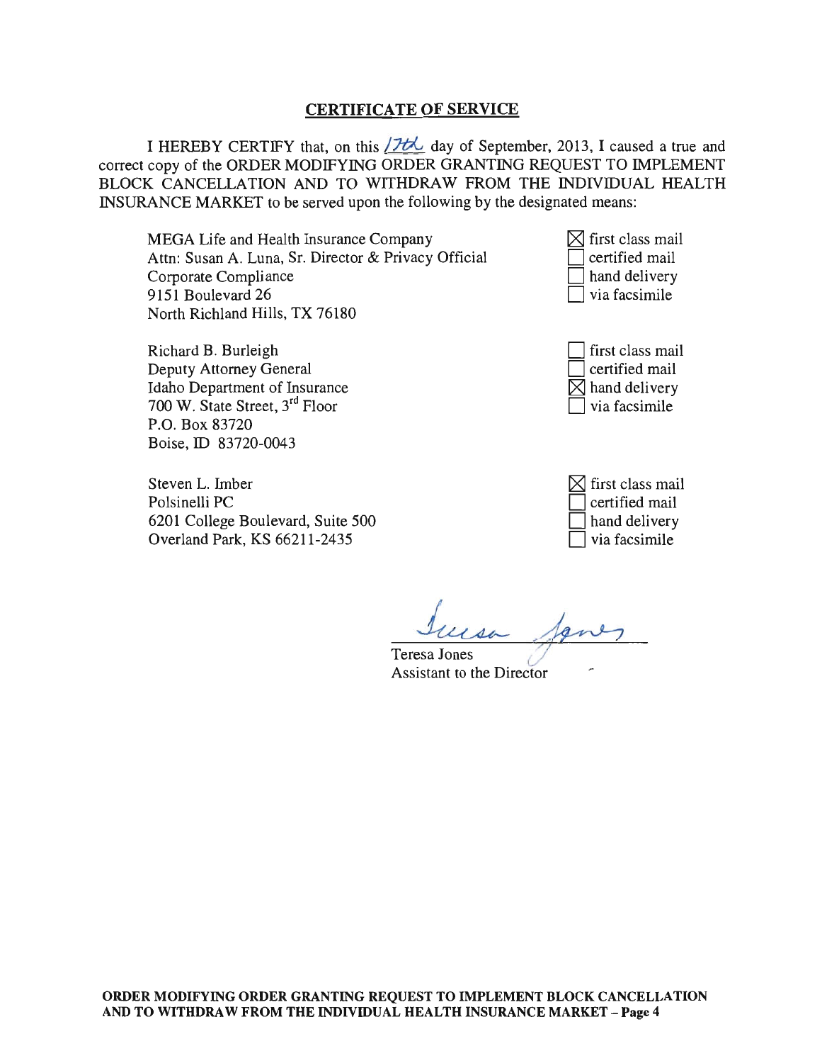## CERTIFICATE OF SERVICE

I HEREBY CERTIFY that, on this 17th day of September, 2013, I caused a true and correct copy of the ORDER MODIFYING ORDER GRANTING REQUEST TO IMPLEMENT BLOCK CANCELLATION AND TO WITHDRAW FROM THE INDIVIDUAL HEALTH INSURANCE MARKET to be served upon the following by the designated means:

MEGA Life and Health Insurance Company
Attn: Susan A. Luna, Sr. Director & Privacy Official
Corporate Compliance
9151 Boulevard 26
North Richland Hills, TX 76180

- [x] first class mail
- [ ] certified mail
- [ ] hand delivery
- [ ] via facsimile

Richard B. Burleigh
Deputy Attorney General
Idaho Department of Insurance
700 W. State Street, 3rd Floor
P.O. Box 83720
Boise, ID 83720-0043

- [ ] first class mail
- [ ] certified mail
- [x] hand delivery
- [ ] via facsimile

Steven L. Imber
Polsinelli PC
6201 College Boulevard, Suite 500
Overland Park, KS 66211-2435

- [x] first class mail
- [ ] certified mail
- [ ] hand delivery
- [ ] via facsimile

Teresa Jones
Assistant to the Director